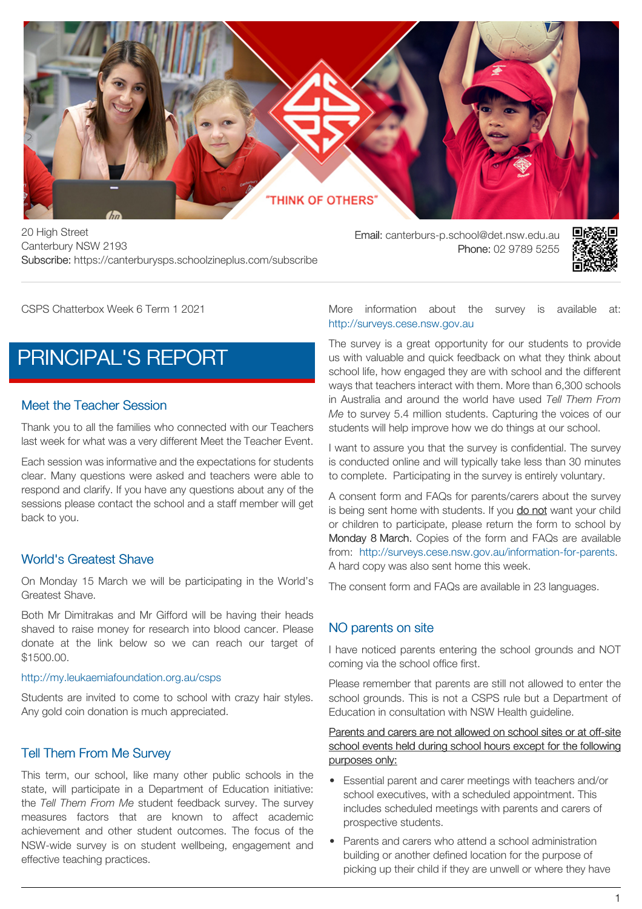20 High Street
Canterbury NSW 2193
**Subscribe:** https://canterburysps.schoolzineplus.com/subscribe

**Email:** canterburs-p.school@det.nsw.edu.au
**Phone:** 02 9789 5255

CSPS Chatterbox Week 6 Term 1 2021

# PRINCIPAL'S REPORT

## Meet the Teacher Session

Thank you to all the families who connected with our Teachers last week for what was a very different Meet the Teacher Event.

Each session was informative and the expectations for students clear. Many questions were asked and teachers were able to respond and clarify. If you have any questions about any of the sessions please contact the school and a staff member will get back to you.

## World's Greatest Shave

On Monday 15 March we will be participating in the World's Greatest Shave.

Both Mr Dimitrakas and Mr Gifford will be having their heads shaved to raise money for research into blood cancer. Please donate at the link below so we can reach our target of $1500.00.

http://my.leukaemiafoundation.org.au/csps

Students are invited to come to school with crazy hair styles. Any gold coin donation is much appreciated.

## Tell Them From Me Survey

This term, our school, like many other public schools in the state, will participate in a Department of Education initiative: the *Tell Them From Me* student feedback survey. The survey measures factors that are known to affect academic achievement and other student outcomes. The focus of the NSW-wide survey is on student wellbeing, engagement and effective teaching practices.

More information about the survey is available at: http://surveys.cese.nsw.gov.au

The survey is a great opportunity for our students to provide us with valuable and quick feedback on what they think about school life, how engaged they are with school and the different ways that teachers interact with them. More than 6,300 schools in Australia and around the world have used *Tell Them From Me* to survey 5.4 million students. Capturing the voices of our students will help improve how we do things at our school.

I want to assure you that the survey is confidential. The survey is conducted online and will typically take less than 30 minutes to complete. Participating in the survey is entirely voluntary.

A consent form and FAQs for parents/carers about the survey is being sent home with students. If you do not want your child or children to participate, please return the form to school by Monday 8 March. Copies of the form and FAQs are available from: http://surveys.cese.nsw.gov.au/information-for-parents. A hard copy was also sent home this week.

The consent form and FAQs are available in 23 languages.

## NO parents on site

I have noticed parents entering the school grounds and NOT coming via the school office first.

Please remember that parents are still not allowed to enter the school grounds. This is not a CSPS rule but a Department of Education in consultation with NSW Health guideline.

Parents and carers are not allowed on school sites or at off-site school events held during school hours except for the following purposes only:

- Essential parent and carer meetings with teachers and/or school executives, with a scheduled appointment. This includes scheduled meetings with parents and carers of prospective students.
- Parents and carers who attend a school administration building or another defined location for the purpose of picking up their child if they are unwell or where they have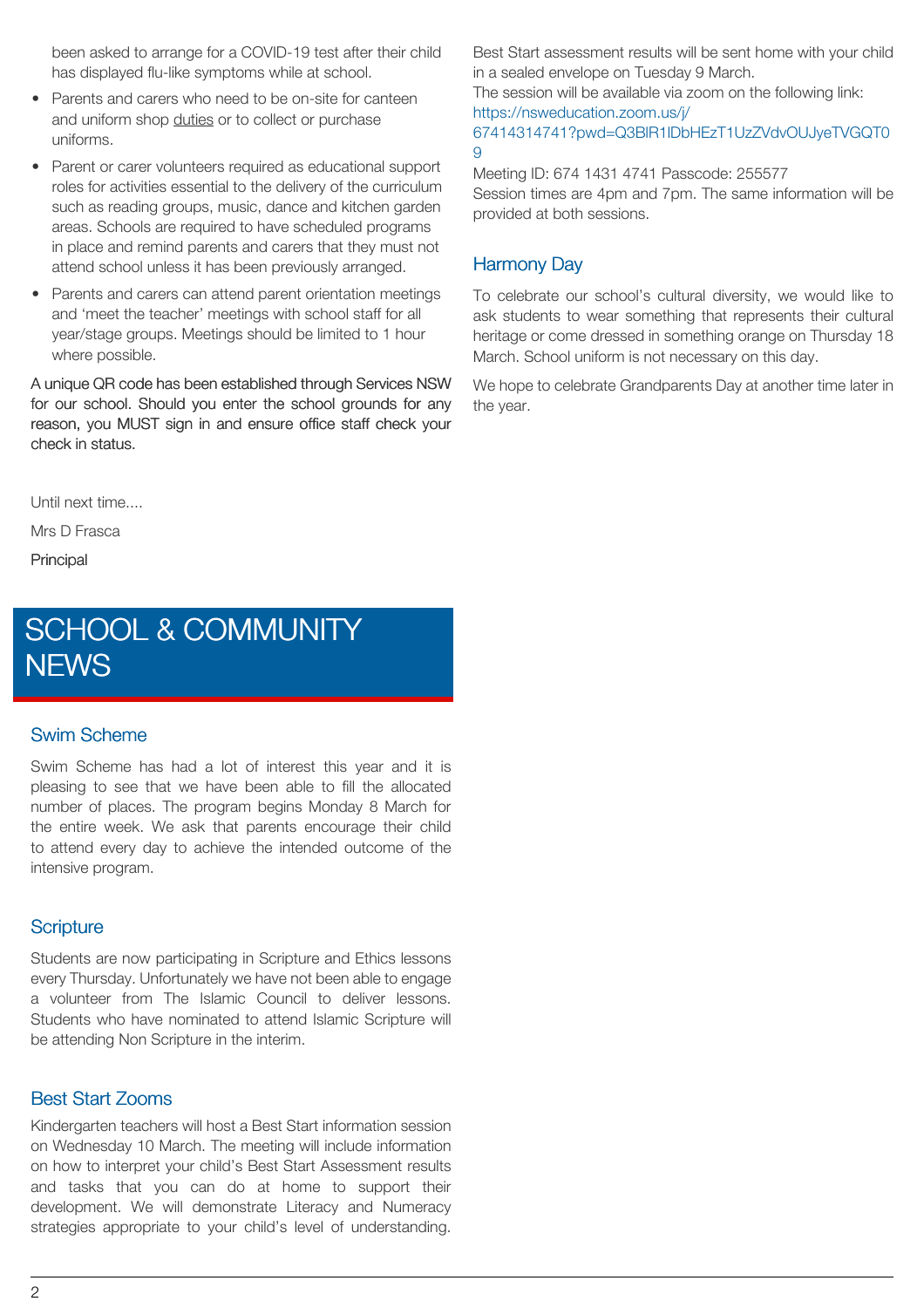been asked to arrange for a COVID-19 test after their child has displayed flu-like symptoms while at school.

- Parents and carers who need to be on-site for canteen and uniform shop duties or to collect or purchase uniforms.
- Parent or carer volunteers required as educational support roles for activities essential to the delivery of the curriculum such as reading groups, music, dance and kitchen garden areas. Schools are required to have scheduled programs in place and remind parents and carers that they must not attend school unless it has been previously arranged.
- Parents and carers can attend parent orientation meetings and 'meet the teacher' meetings with school staff for all year/stage groups. Meetings should be limited to 1 hour where possible.

A unique QR code has been established through Services NSW for our school. Should you enter the school grounds for any reason, you MUST sign in and ensure office staff check your check in status.

Until next time....

Mrs D Frasca

Principal

# SCHOOL & COMMUNITY NEWS

## Swim Scheme

Swim Scheme has had a lot of interest this year and it is pleasing to see that we have been able to fill the allocated number of places. The program begins Monday 8 March for the entire week. We ask that parents encourage their child to attend every day to achieve the intended outcome of the intensive program.

## Scripture

Students are now participating in Scripture and Ethics lessons every Thursday. Unfortunately we have not been able to engage a volunteer from The Islamic Council to deliver lessons. Students who have nominated to attend Islamic Scripture will be attending Non Scripture in the interim.

## Best Start Zooms

Kindergarten teachers will host a Best Start information session on Wednesday 10 March. The meeting will include information on how to interpret your child's Best Start Assessment results and tasks that you can do at home to support their development. We will demonstrate Literacy and Numeracy strategies appropriate to your child's level of understanding. Best Start assessment results will be sent home with your child in a sealed envelope on Tuesday 9 March.

The session will be available via zoom on the following link: https://nsweducation.zoom.us/j/67414314741?pwd=Q3BlR1lDbHEzT1UzZVdvOUJyeTVGQT09

Meeting ID: 674 1431 4741 Passcode: 255577

Session times are 4pm and 7pm. The same information will be provided at both sessions.

## Harmony Day

To celebrate our school's cultural diversity, we would like to ask students to wear something that represents their cultural heritage or come dressed in something orange on Thursday 18 March. School uniform is not necessary on this day.

We hope to celebrate Grandparents Day at another time later in the year.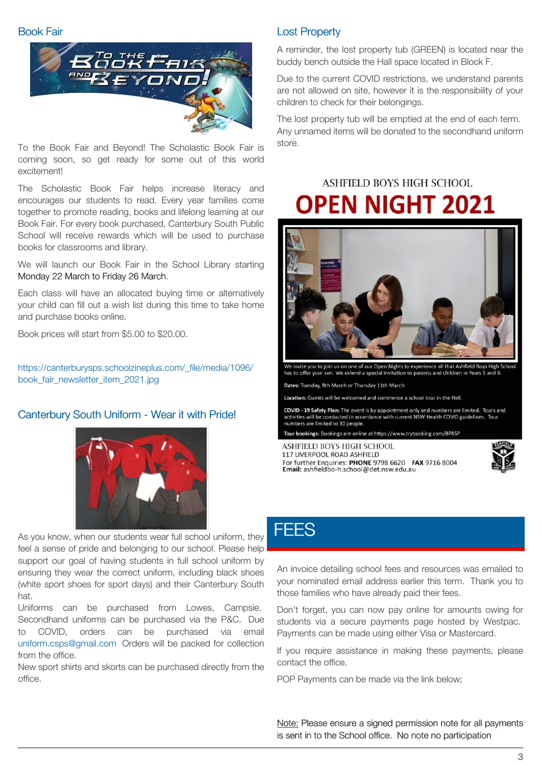## Book Fair

To the Book Fair and Beyond! The Scholastic Book Fair is coming soon, so get ready for some out of this world excitement!

The Scholastic Book Fair helps increase literacy and encourages our students to read. Every year families come together to promote reading, books and lifelong learning at our Book Fair. For every book purchased, Canterbury South Public School will receive rewards which will be used to purchase books for classrooms and library.

We will launch our Book Fair in the School Library starting Monday 22 March to Friday 26 March.

Each class will have an allocated buying time or alternatively your child can fill out a wish list during this time to take home and purchase books online.

Book prices will start from $5.00 to $20.00.

https://canterburysps.schoolzineplus.com/_file/media/1096/book_fair_newsletter_item_2021.jpg

## Canterbury South Uniform - Wear it with Pride!

As you know, when our students wear full school uniform, they feel a sense of pride and belonging to our school. Please help support our goal of having students in full school uniform by ensuring they wear the correct uniform, including black shoes (white sport shoes for sport days) and their Canterbury South hat.

Uniforms can be purchased from Lowes, Campsie. Secondhand uniforms can be purchased via the P&C. Due to COVID, orders can be purchased via email uniform.csps@gmail.com Orders will be packed for collection from the office.

New sport shirts and skorts can be purchased directly from the office.

## Lost Property

A reminder, the lost property tub (GREEN) is located near the buddy bench outside the Hall space located in Block F.

Due to the current COVID restrictions, we understand parents are not allowed on site, however it is the responsibility of your children to check for their belongings.

The lost property tub will be emptied at the end of each term. Any unnamed items will be donated to the secondhand uniform store.

ASHFIELD BOYS HIGH SCHOOL

**OPEN NIGHT 2021**

We invite you to join us on one of our Open Nights to experience all that Ashfield Boys High School has to offer your son. We extend a special invitation to parents and children in Years 5 and 6.

**Dates:** Tuesday, 9th March or Thursday 11th March

**Location:** Guests will be welcomed and commence a school tour in the Hall.

**COVID - 19 Safety Plan:** The event is by appointment only and numbers are limited. Tours and activities will be conducted in accordance with current NSW Health COVID guidelines. Tour numbers are limited to 30 people.

**Tour bookings:** Bookings are online at https://www.trybooking.com/BPASP

ASHFIELD BOYS HIGH SCHOOL
117 LIVERPOOL ROAD ASHFIELD
For further Enquiries: **PHONE** 9798 6620 **FAX** 9716 8004
**Email:** ashfieldbo-h.school@det.nsw.edu.au

## FEES

An invoice detailing school fees and resources was emailed to your nominated email address earlier this term. Thank you to those families who have already paid their fees.

Don't forget, you can now pay online for amounts owing for students via a secure payments page hosted by Westpac. Payments can be made using either Visa or Mastercard.

If you require assistance in making these payments, please contact the office.

POP Payments can be made via the link below;

Note: Please ensure a signed permission note for all payments is sent in to the School office. No note no participation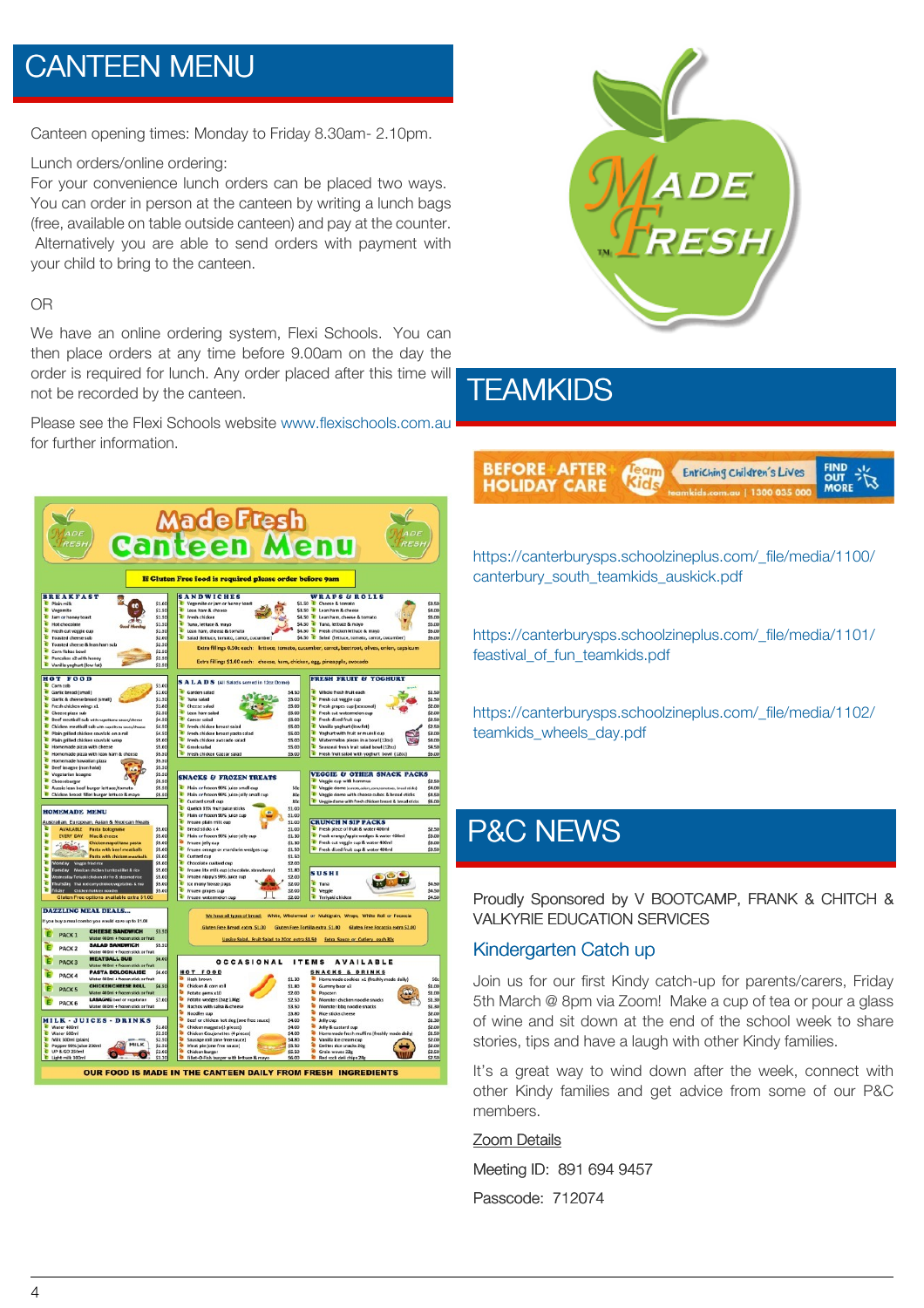# CANTEEN MENU

Canteen opening times: Monday to Friday 8.30am- 2.10pm.

Lunch orders/online ordering:
For your convenience lunch orders can be placed two ways. You can order in person at the canteen by writing a lunch bags (free, available on table outside canteen) and pay at the counter. Alternatively you are able to send orders with payment with your child to bring to the canteen.

OR

We have an online ordering system, Flexi Schools. You can then place orders at any time before 9.00am on the day the order is required for lunch. Any order placed after this time will not be recorded by the canteen.

Please see the Flexi Schools website www.flexischools.com.au for further information.

# TEAMKIDS

https://canterburysps.schoolzineplus.com/_file/media/1100/canterbury_south_teamkids_auskick.pdf

https://canterburysps.schoolzineplus.com/_file/media/1101/feastival_of_fun_teamkids.pdf

https://canterburysps.schoolzineplus.com/_file/media/1102/teamkids_wheels_day.pdf

# P&C NEWS

Proudly Sponsored by V BOOTCAMP, FRANK & CHITCH & VALKYRIE EDUCATION SERVICES

## Kindergarten Catch up

Join us for our first Kindy catch-up for parents/carers, Friday 5th March @ 8pm via Zoom! Make a cup of tea or pour a glass of wine and sit down at the end of the school week to share stories, tips and have a laugh with other Kindy families.

It's a great way to wind down after the week, connect with other Kindy families and get advice from some of our P&C members.

Zoom Details

Meeting ID: 891 694 9457

Passcode: 712074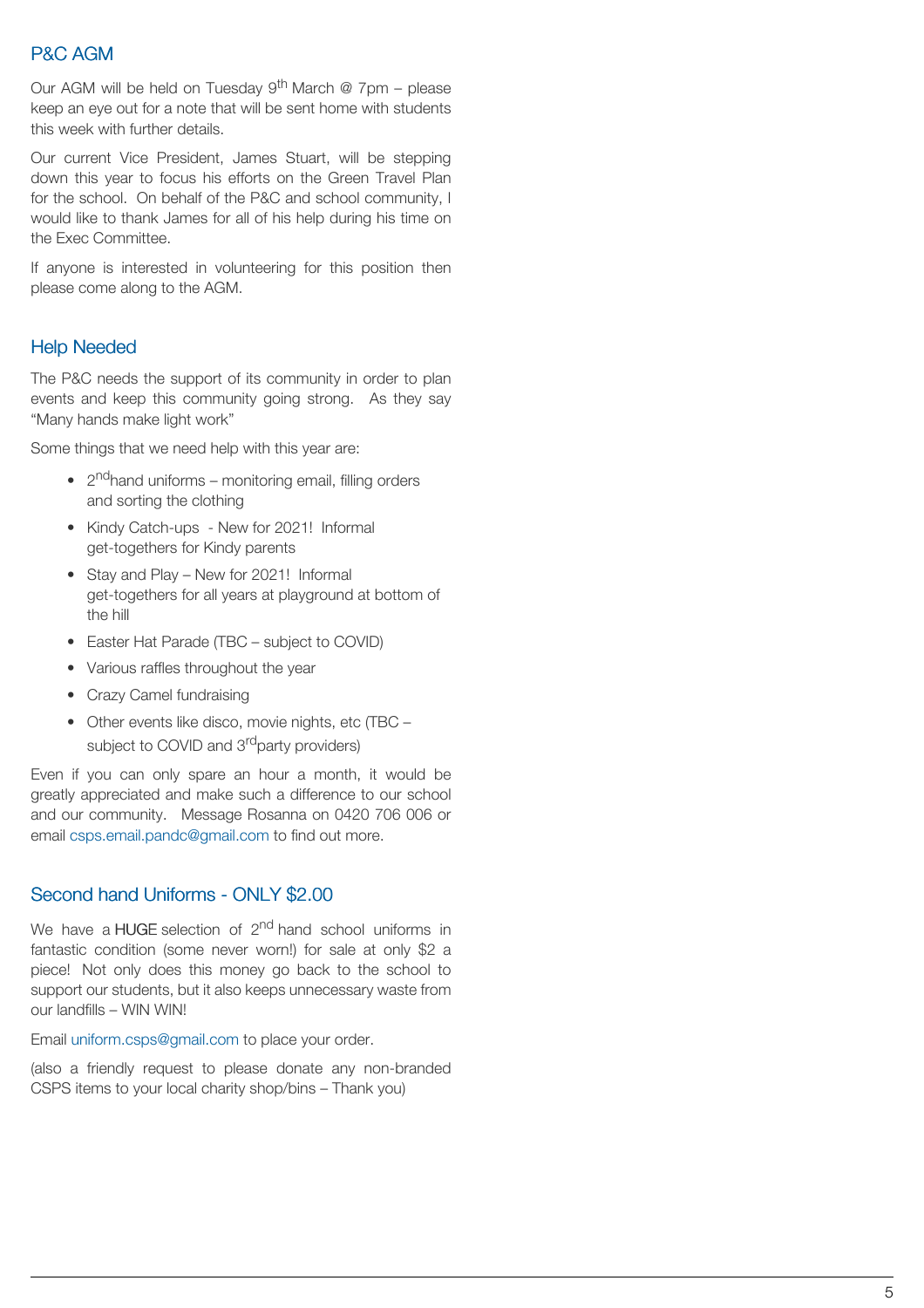## P&C AGM

Our AGM will be held on Tuesday 9th March @ 7pm – please keep an eye out for a note that will be sent home with students this week with further details.

Our current Vice President, James Stuart, will be stepping down this year to focus his efforts on the Green Travel Plan for the school. On behalf of the P&C and school community, I would like to thank James for all of his help during his time on the Exec Committee.

If anyone is interested in volunteering for this position then please come along to the AGM.

## Help Needed

The P&C needs the support of its community in order to plan events and keep this community going strong. As they say "Many hands make light work"

Some things that we need help with this year are:

- 2nd hand uniforms – monitoring email, filling orders and sorting the clothing
- Kindy Catch-ups - New for 2021! Informal get-togethers for Kindy parents
- Stay and Play – New for 2021! Informal get-togethers for all years at playground at bottom of the hill
- Easter Hat Parade (TBC – subject to COVID)
- Various raffles throughout the year
- Crazy Camel fundraising
- Other events like disco, movie nights, etc (TBC – subject to COVID and 3rd party providers)

Even if you can only spare an hour a month, it would be greatly appreciated and make such a difference to our school and our community. Message Rosanna on 0420 706 006 or email csps.email.pandc@gmail.com to find out more.

## Second hand Uniforms - ONLY $2.00

We have a HUGE selection of 2nd hand school uniforms in fantastic condition (some never worn!) for sale at only $2 a piece! Not only does this money go back to the school to support our students, but it also keeps unnecessary waste from our landfills – WIN WIN!

Email uniform.csps@gmail.com to place your order.

(also a friendly request to please donate any non-branded CSPS items to your local charity shop/bins – Thank you)